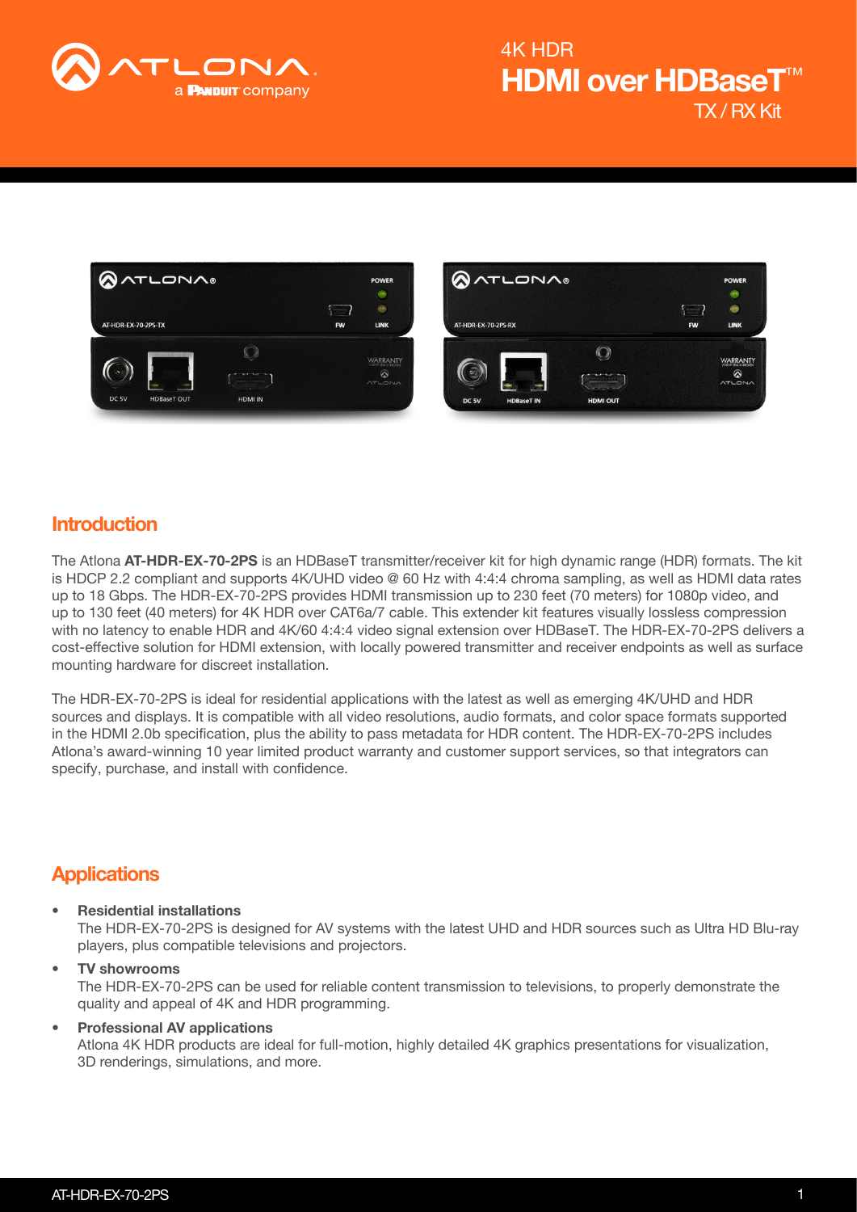# 4K HDR HDMI over HDBaseT™ TX / RX Kit

## Introduction

The Atlona **AT-HDR-EX-70-2PS** is an HDBaseT transmitter/receiver kit for high dynamic range (HDR) formats. The kit is HDCP 2.2 compliant and supports 4K/UHD video @ 60 Hz with 4:4:4 chroma sampling, as well as HDMI data rates up to 18 Gbps. The HDR-EX-70-2PS provides HDMI transmission up to 230 feet (70 meters) for 1080p video, and up to 130 feet (40 meters) for 4K HDR over CAT6a/7 cable. This extender kit features visually lossless compression with no latency to enable HDR and 4K/60 4:4:4 video signal extension over HDBaseT. The HDR-EX-70-2PS delivers a cost-effective solution for HDMI extension, with locally powered transmitter and receiver endpoints as well as surface mounting hardware for discreet installation.

The HDR-EX-70-2PS is ideal for residential applications with the latest as well as emerging 4K/UHD and HDR sources and displays. It is compatible with all video resolutions, audio formats, and color space formats supported in the HDMI 2.0b specification, plus the ability to pass metadata for HDR content. The HDR-EX-70-2PS includes Atlona's award-winning 10 year limited product warranty and customer support services, so that integrators can specify, purchase, and install with confidence.

## Applications

- **Residential installations**
  The HDR-EX-70-2PS is designed for AV systems with the latest UHD and HDR sources such as Ultra HD Blu-ray players, plus compatible televisions and projectors.
- **TV showrooms**
  The HDR-EX-70-2PS can be used for reliable content transmission to televisions, to properly demonstrate the quality and appeal of 4K and HDR programming.
- **Professional AV applications**
  Atlona 4K HDR products are ideal for full-motion, highly detailed 4K graphics presentations for visualization, 3D renderings, simulations, and more.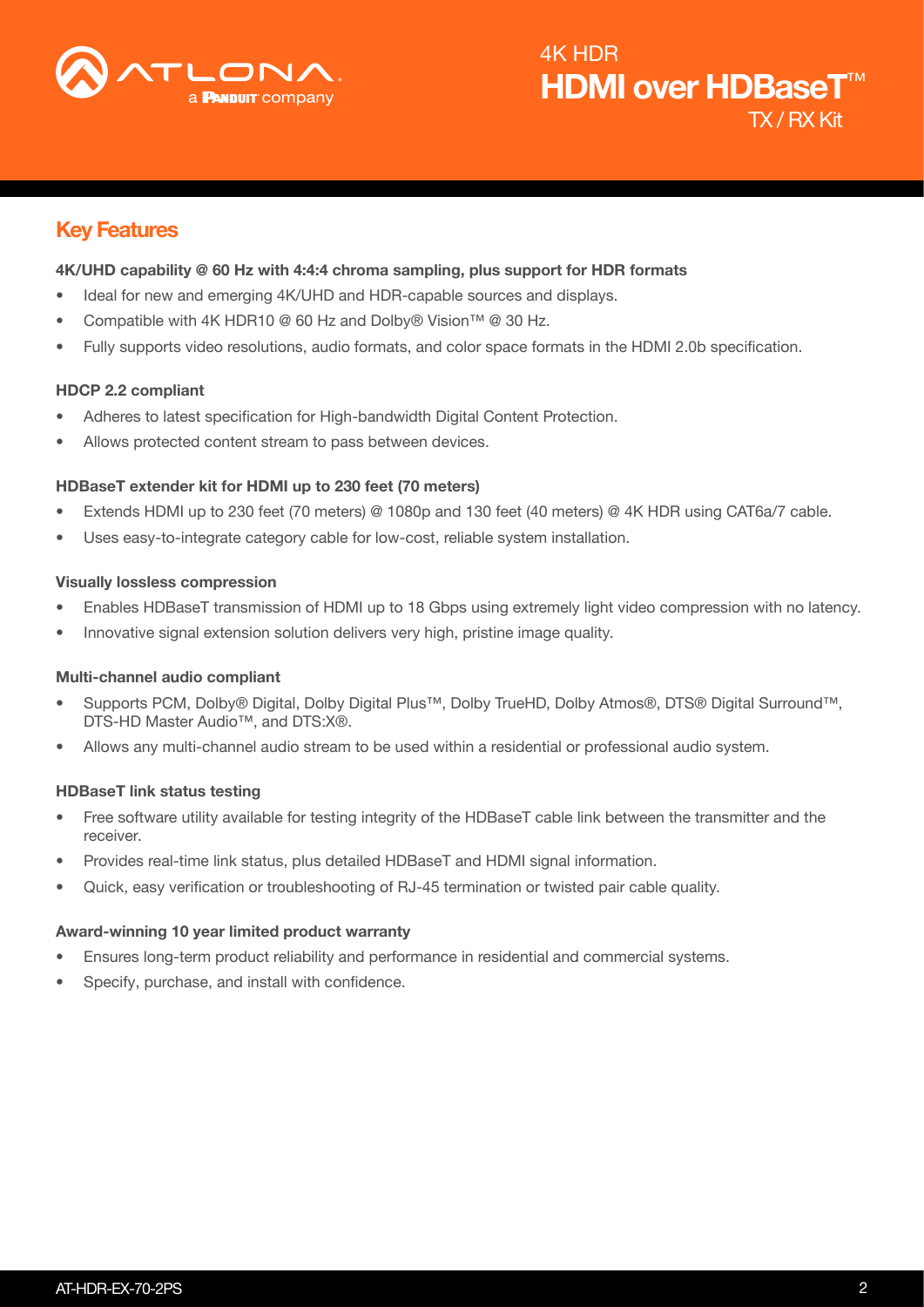## Key Features

**4K/UHD capability @ 60 Hz with 4:4:4 chroma sampling, plus support for HDR formats**

- Ideal for new and emerging 4K/UHD and HDR-capable sources and displays.
- Compatible with 4K HDR10 @ 60 Hz and Dolby® Vision™ @ 30 Hz.
- Fully supports video resolutions, audio formats, and color space formats in the HDMI 2.0b specification.

**HDCP 2.2 compliant**

- Adheres to latest specification for High-bandwidth Digital Content Protection.
- Allows protected content stream to pass between devices.

**HDBaseT extender kit for HDMI up to 230 feet (70 meters)**

- Extends HDMI up to 230 feet (70 meters) @ 1080p and 130 feet (40 meters) @ 4K HDR using CAT6a/7 cable.
- Uses easy-to-integrate category cable for low-cost, reliable system installation.

**Visually lossless compression**

- Enables HDBaseT transmission of HDMI up to 18 Gbps using extremely light video compression with no latency.
- Innovative signal extension solution delivers very high, pristine image quality.

**Multi-channel audio compliant**

- Supports PCM, Dolby® Digital, Dolby Digital Plus™, Dolby TrueHD, Dolby Atmos®, DTS® Digital Surround™, DTS-HD Master Audio™, and DTS:X®.
- Allows any multi-channel audio stream to be used within a residential or professional audio system.

**HDBaseT link status testing**

- Free software utility available for testing integrity of the HDBaseT cable link between the transmitter and the receiver.
- Provides real-time link status, plus detailed HDBaseT and HDMI signal information.
- Quick, easy verification or troubleshooting of RJ-45 termination or twisted pair cable quality.

**Award-winning 10 year limited product warranty**

- Ensures long-term product reliability and performance in residential and commercial systems.
- Specify, purchase, and install with confidence.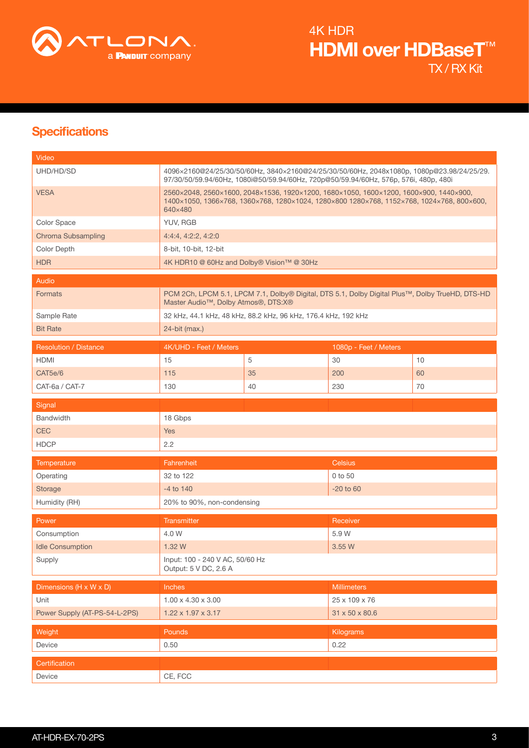## Specifications

| Video | | | | |
|---|---|---|---|---|
| UHD/HD/SD | 4096×2160@24/25/30/50/60Hz, 3840×2160@24/25/30/50/60Hz, 2048x1080p, 1080p@23.98/24/25/29.97/30/50/59.94/60Hz, 1080i@50/59.94/60Hz, 720p@50/59.94/60Hz, 576p, 576i, 480p, 480i | | | |
| VESA | 2560×2048, 2560×1600, 2048×1536, 1920×1200, 1680×1050, 1600×1200, 1600×900, 1440×900, 1400×1050, 1366×768, 1360×768, 1280×1024, 1280×800 1280×768, 1152×768, 1024×768, 800×600, 640×480 | | | |
| Color Space | YUV, RGB | | | |
| Chroma Subsampling | 4:4:4, 4:2:2, 4:2:0 | | | |
| Color Depth | 8-bit, 10-bit, 12-bit | | | |
| HDR | 4K HDR10 @ 60Hz and Dolby® Vision™ @ 30Hz | | | |
| **Audio** | | | | |
| Formats | PCM 2Ch, LPCM 5.1, LPCM 7.1, Dolby® Digital, DTS 5.1, Dolby Digital Plus™, Dolby TrueHD, DTS-HD Master Audio™, Dolby Atmos®, DTS:X® | | | |
| Sample Rate | 32 kHz, 44.1 kHz, 48 kHz, 88.2 kHz, 96 kHz, 176.4 kHz, 192 kHz | | | |
| Bit Rate | 24-bit (max.) | | | |
| **Resolution / Distance** | **4K/UHD - Feet / Meters** | | **1080p - Feet / Meters** | |
| HDMI | 15 | 5 | 30 | 10 |
| CAT5e/6 | 115 | 35 | 200 | 60 |
| CAT-6a / CAT-7 | 130 | 40 | 230 | 70 |
| **Signal** | | | | |
| Bandwidth | 18 Gbps | | | |
| CEC | Yes | | | |
| HDCP | 2.2 | | | |
| **Temperature** | **Fahrenheit** | | **Celsius** | |
| Operating | 32 to 122 | | 0 to 50 | |
| Storage | -4 to 140 | | -20 to 60 | |
| Humidity (RH) | 20% to 90%, non-condensing | | | |
| **Power** | **Transmitter** | | **Receiver** | |
| Consumption | 4.0 W | | 5.9 W | |
| Idle Consumption | 1.32 W | | 3.55 W | |
| Supply | Input: 100 - 240 V AC, 50/60 Hz<br>Output: 5 V DC, 2.6 A | | | |
| **Dimensions (H x W x D)** | **Inches** | | **Millimeters** | |
| Unit | 1.00 x 4.30 x 3.00 | | 25 x 109 x 76 | |
| Power Supply (AT-PS-54-L-2PS) | 1.22 x 1.97 x 3.17 | | 31 x 50 x 80.6 | |
| **Weight** | **Pounds** | | **Kilograms** | |
| Device | 0.50 | | 0.22 | |
| **Certification** | | | | |
| Device | CE, FCC | | | |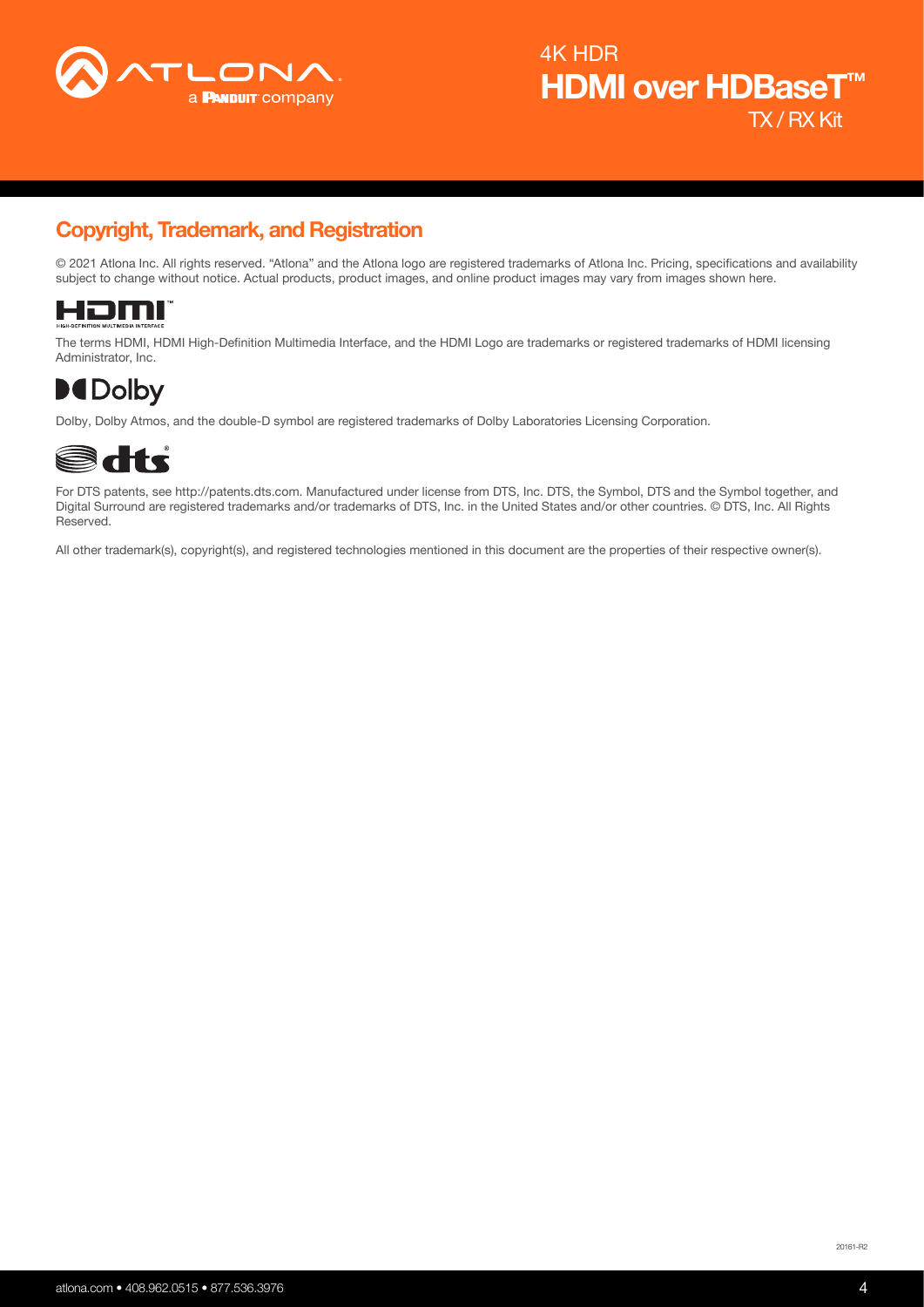## Copyright, Trademark, and Registration

© 2021 Atlona Inc. All rights reserved. "Atlona" and the Atlona logo are registered trademarks of Atlona Inc. Pricing, specifications and availability subject to change without notice. Actual products, product images, and online product images may vary from images shown here.

The terms HDMI, HDMI High-Definition Multimedia Interface, and the HDMI Logo are trademarks or registered trademarks of HDMI licensing Administrator, Inc.

Dolby, Dolby Atmos, and the double-D symbol are registered trademarks of Dolby Laboratories Licensing Corporation.

For DTS patents, see http://patents.dts.com. Manufactured under license from DTS, Inc. DTS, the Symbol, DTS and the Symbol together, and Digital Surround are registered trademarks and/or trademarks of DTS, Inc. in the United States and/or other countries. © DTS, Inc. All Rights Reserved.

All other trademark(s), copyright(s), and registered technologies mentioned in this document are the properties of their respective owner(s).

20161-R2